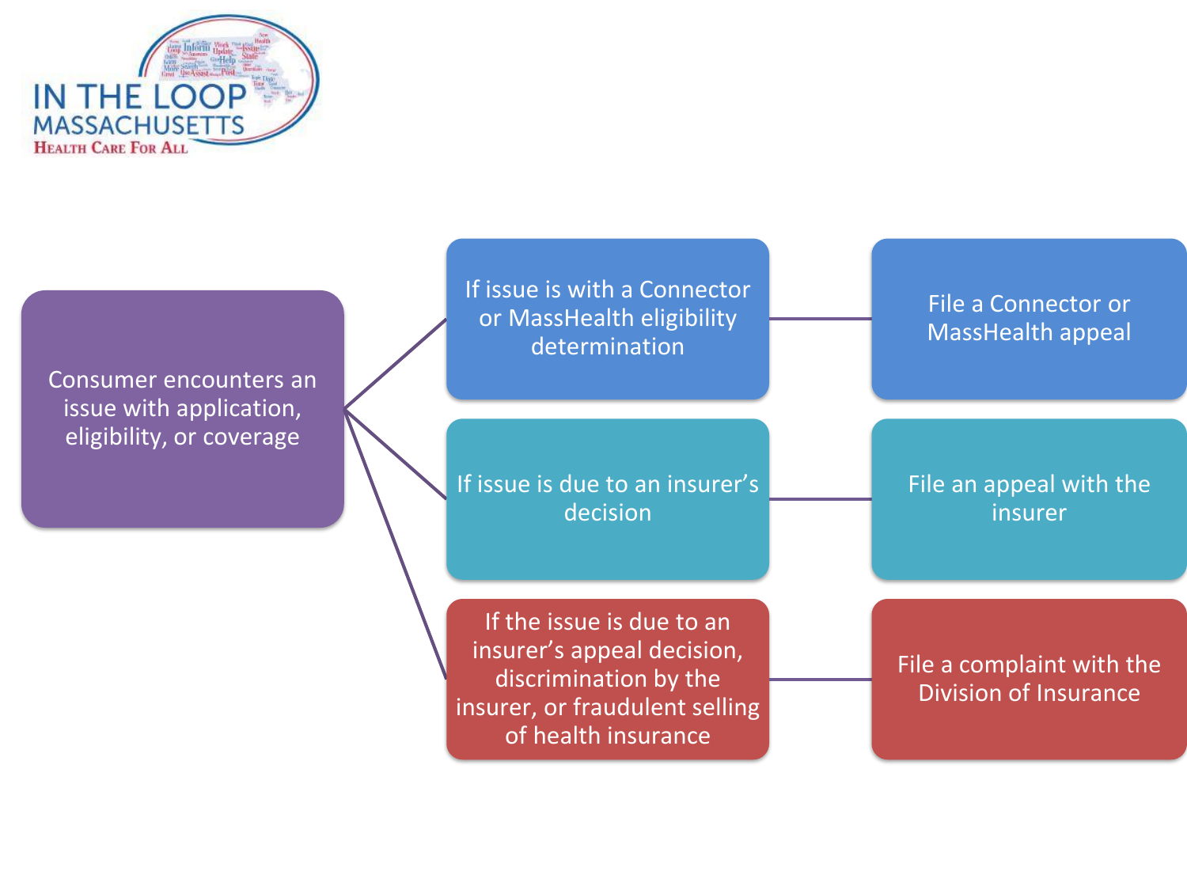IN THE LOOP MASSACHUSETTS

Health Care For All

Consumer encounters an issue with application, eligibility, or coverage

- If issue is with a Connector or MassHealth eligibility determination → File a Connector or MassHealth appeal
- If issue is due to an insurer's decision → File an appeal with the insurer
- If the issue is due to an insurer's appeal decision, discrimination by the insurer, or fraudulent selling of health insurance → File a complaint with the Division of Insurance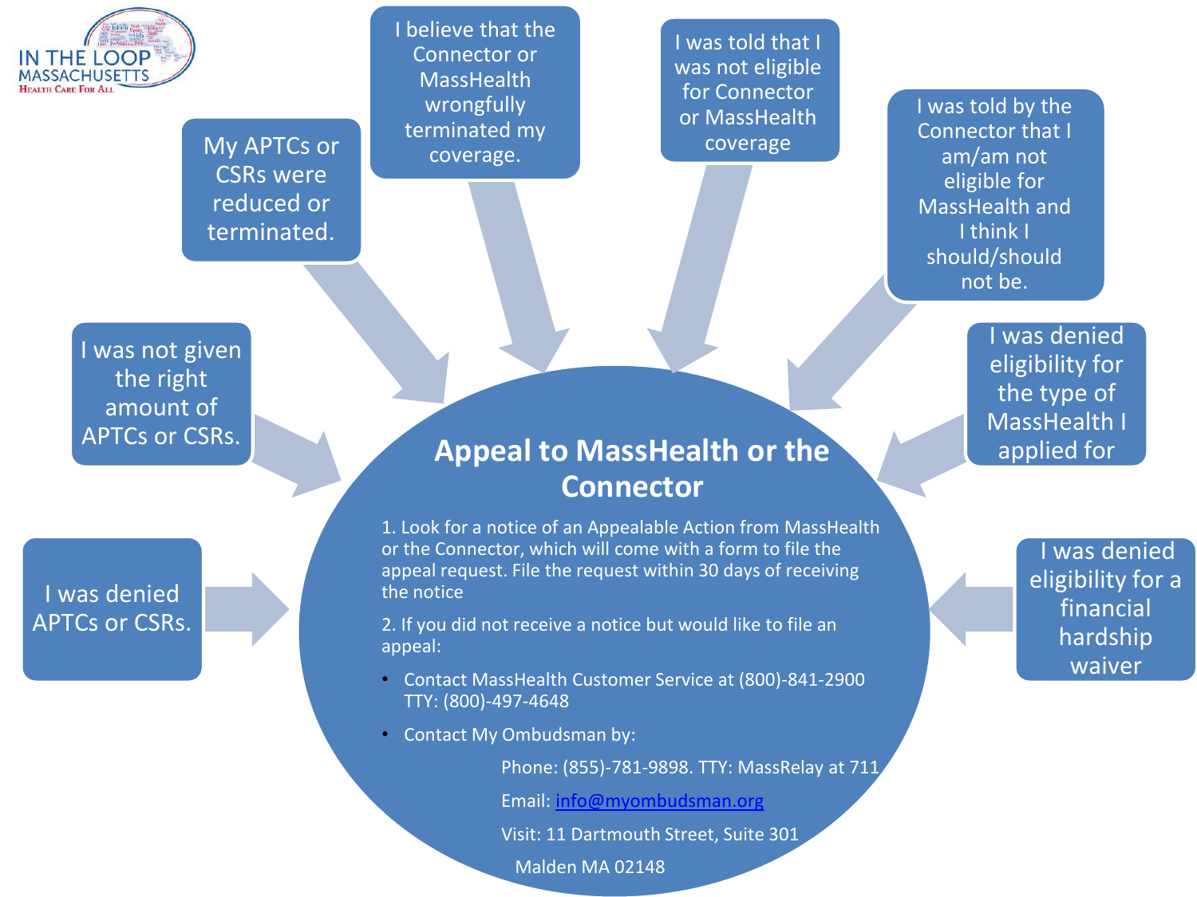IN THE LOOP MASSACHUSETTS
Health Care For All

- I was denied APTCs or CSRs.
- I was not given the right amount of APTCs or CSRs.
- My APTCs or CSRs were reduced or terminated.
- I believe that the Connector or MassHealth wrongfully terminated my coverage.
- I was told that I was not eligible for Connector or MassHealth coverage
- I was told by the Connector that I am/am not eligible for MassHealth and I think I should/should not be.
- I was denied eligibility for the type of MassHealth I applied for
- I was denied eligibility for a financial hardship waiver

## Appeal to MassHealth or the Connector

1. Look for a notice of an Appealable Action from MassHealth or the Connector, which will come with a form to file the appeal request. File the request within 30 days of receiving the notice

2. If you did not receive a notice but would like to file an appeal:

- Contact MassHealth Customer Service at (800)-841-2900 TTY: (800)-497-4648
- Contact My Ombudsman by:

  Phone: (855)-781-9898. TTY: MassRelay at 711

  Email: info@myombudsman.org

  Visit: 11 Dartmouth Street, Suite 301

  Malden MA 02148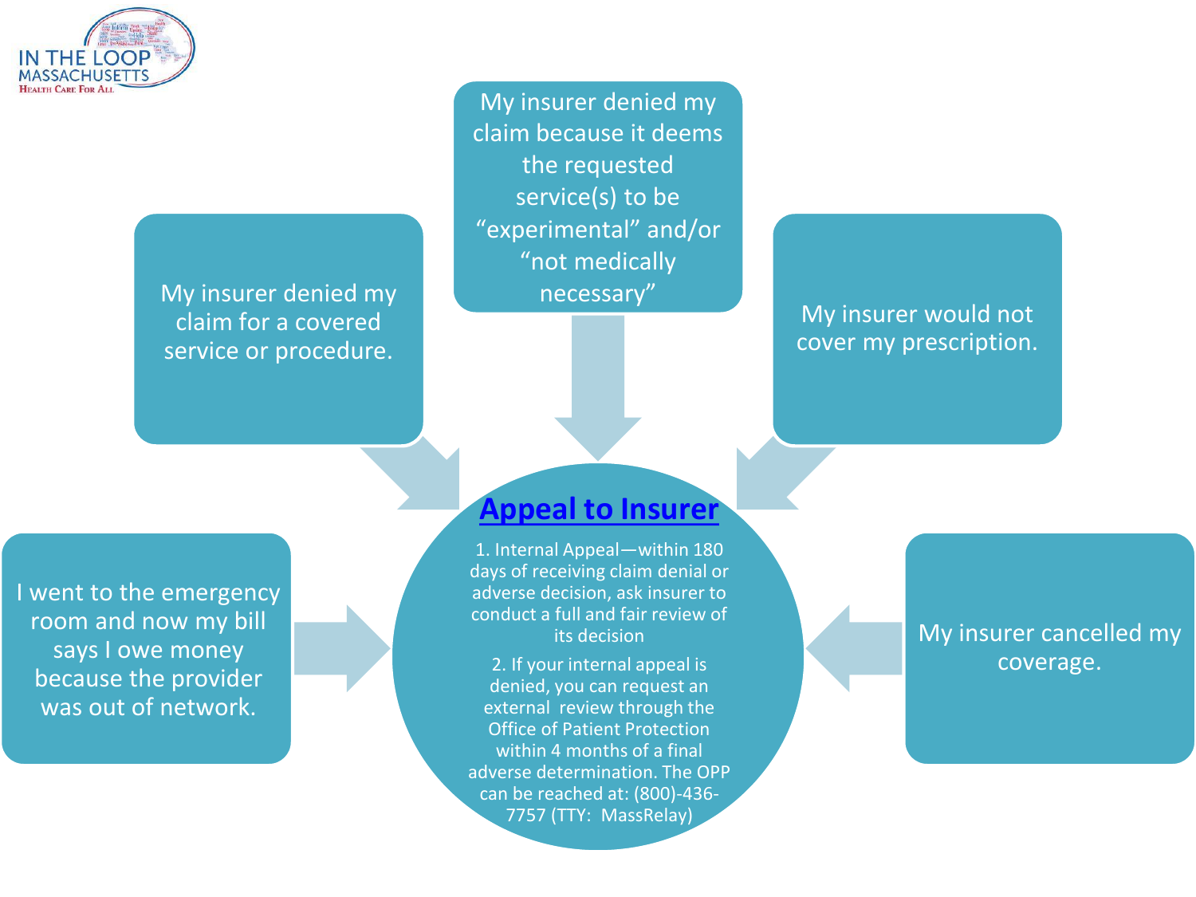IN THE LOOP MASSACHUSETTS
Health Care For All

My insurer denied my claim for a covered service or procedure.

My insurer denied my claim because it deems the requested service(s) to be “experimental” and/or “not medically necessary”

My insurer would not cover my prescription.

I went to the emergency room and now my bill says I owe money because the provider was out of network.

My insurer cancelled my coverage.

## Appeal to Insurer

1. Internal Appeal—within 180 days of receiving claim denial or adverse decision, ask insurer to conduct a full and fair review of its decision

2. If your internal appeal is denied, you can request an external review through the Office of Patient Protection within 4 months of a final adverse determination. The OPP can be reached at: (800)-436-7757 (TTY: MassRelay)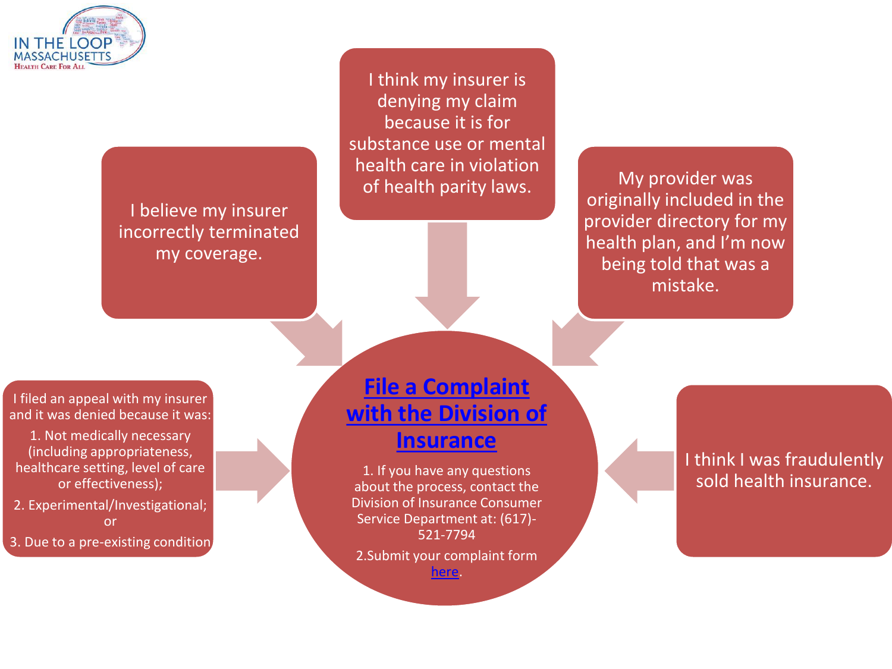IN THE LOOP MASSACHUSETTS

Health Care For All

I believe my insurer incorrectly terminated my coverage.

I think my insurer is denying my claim because it is for substance use or mental health care in violation of health parity laws.

My provider was originally included in the provider directory for my health plan, and I'm now being told that was a mistake.

I filed an appeal with my insurer and it was denied because it was:

1. Not medically necessary (including appropriateness, healthcare setting, level of care or effectiveness);
2. Experimental/Investigational; or
3. Due to a pre-existing condition

I think I was fraudulently sold health insurance.

## File a Complaint with the Division of Insurance

1. If you have any questions about the process, contact the Division of Insurance Consumer Service Department at: (617)-521-7794
2. Submit your complaint form here.